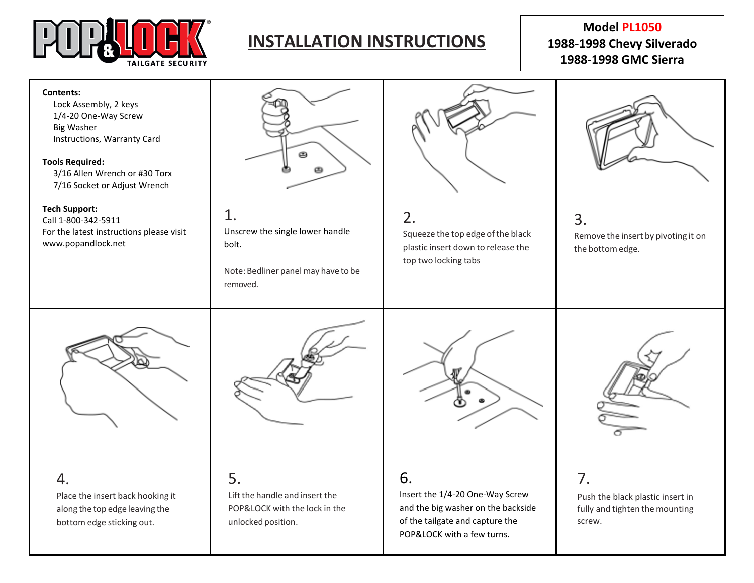POP&LOCK® TAILGATE SECURITY

# INSTALLATION INSTRUCTIONS

**Model PL1050**
**1988-1998 Chevy Silverado**
**1988-1998 GMC Sierra**

**Contents:**

- Lock Assembly, 2 keys
- 1/4-20 One-Way Screw
- Big Washer
- Instructions, Warranty Card

**Tools Required:**

- 3/16 Allen Wrench or #30 Torx
- 7/16 Socket or Adjust Wrench

**Tech Support:**
Call 1-800-342-5911
For the latest instructions please visit www.popandlock.net

1. Unscrew the single lower handle bolt.

   Note: Bedliner panel may have to be removed.

2. Squeeze the top edge of the black plastic insert down to release the top two locking tabs

3. Remove the insert by pivoting it on the bottom edge.

4. Place the insert back hooking it along the top edge leaving the bottom edge sticking out.

5. Lift the handle and insert the POP&LOCK with the lock in the unlocked position.

6. Insert the 1/4-20 One-Way Screw and the big washer on the backside of the tailgate and capture the POP&LOCK with a few turns.

7. Push the black plastic insert in fully and tighten the mounting screw.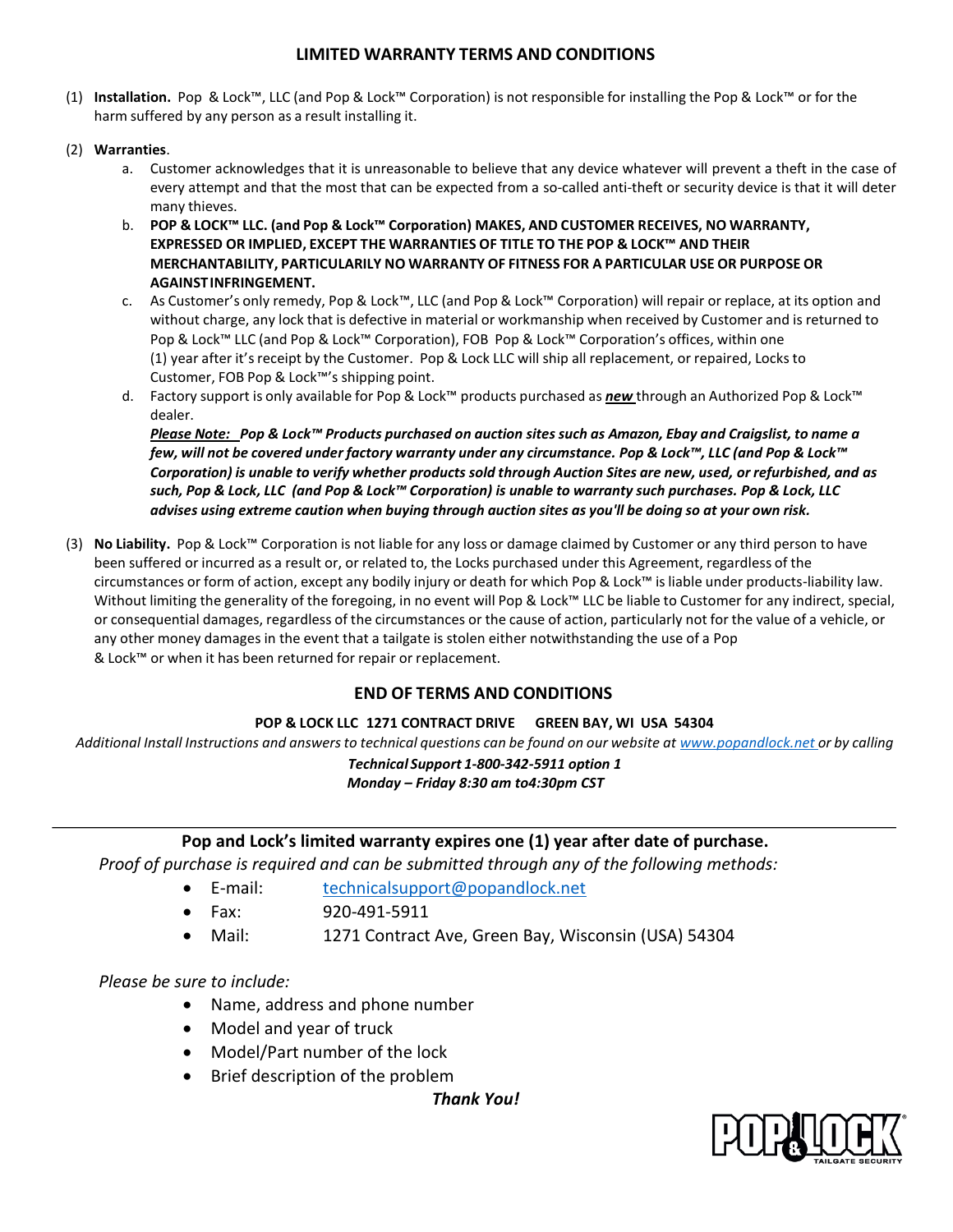## LIMITED WARRANTY TERMS AND CONDITIONS

(1) **Installation.** Pop & Lock™, LLC (and Pop & Lock™ Corporation) is not responsible for installing the Pop & Lock™ or for the harm suffered by any person as a result installing it.

(2) **Warranties**.

a. Customer acknowledges that it is unreasonable to believe that any device whatever will prevent a theft in the case of every attempt and that the most that can be expected from a so-called anti-theft or security device is that it will deter many thieves.

b. **POP & LOCK™ LLC. (and Pop & Lock™ Corporation) MAKES, AND CUSTOMER RECEIVES, NO WARRANTY, EXPRESSED OR IMPLIED, EXCEPT THE WARRANTIES OF TITLE TO THE POP & LOCK™ AND THEIR MERCHANTABILITY, PARTICULARILY NO WARRANTY OF FITNESS FOR A PARTICULAR USE OR PURPOSE OR AGAINST INFRINGEMENT.**

c. As Customer's only remedy, Pop & Lock™, LLC (and Pop & Lock™ Corporation) will repair or replace, at its option and without charge, any lock that is defective in material or workmanship when received by Customer and is returned to Pop & Lock™ LLC (and Pop & Lock™ Corporation), FOB Pop & Lock™ Corporation's offices, within one (1) year after it's receipt by the Customer. Pop & Lock LLC will ship all replacement, or repaired, Locks to Customer, FOB Pop & Lock™'s shipping point.

d. Factory support is only available for Pop & Lock™ products purchased as ***new*** through an Authorized Pop & Lock™ dealer.
***Please Note:*** ***Pop & Lock™ Products purchased on auction sites such as Amazon, Ebay and Craigslist, to name a few, will not be covered under factory warranty under any circumstance. Pop & Lock™, LLC (and Pop & Lock™ Corporation) is unable to verify whether products sold through Auction Sites are new, used, or refurbished, and as such, Pop & Lock, LLC (and Pop & Lock™ Corporation) is unable to warranty such purchases. Pop & Lock, LLC advises using extreme caution when buying through auction sites as you'll be doing so at your own risk.***

(3) **No Liability.** Pop & Lock™ Corporation is not liable for any loss or damage claimed by Customer or any third person to have been suffered or incurred as a result or, or related to, the Locks purchased under this Agreement, regardless of the circumstances or form of action, except any bodily injury or death for which Pop & Lock™ is liable under products-liability law. Without limiting the generality of the foregoing, in no event will Pop & Lock™ LLC be liable to Customer for any indirect, special, or consequential damages, regardless of the circumstances or the cause of action, particularly not for the value of a vehicle, or any other money damages in the event that a tailgate is stolen either notwithstanding the use of a Pop & Lock™ or when it has been returned for repair or replacement.

### END OF TERMS AND CONDITIONS

**POP & LOCK LLC 1271 CONTRACT DRIVE GREEN BAY, WI USA 54304**

*Additional Install Instructions and answers to technical questions can be found on our website at [www.popandlock.net](http://www.popandlock.net) or by calling*

***Technical Support 1-800-342-5911 option 1***

***Monday – Friday 8:30 am to4:30pm CST***

---

### Pop and Lock's limited warranty expires one (1) year after date of purchase.

*Proof of purchase is required and can be submitted through any of the following methods:*

- E-mail: technicalsupport@popandlock.net
- Fax: 920-491-5911
- Mail: 1271 Contract Ave, Green Bay, Wisconsin (USA) 54304

*Please be sure to include:*

- Name, address and phone number
- Model and year of truck
- Model/Part number of the lock
- Brief description of the problem

***Thank You!***

POP & LOCK® TAILGATE SECURITY